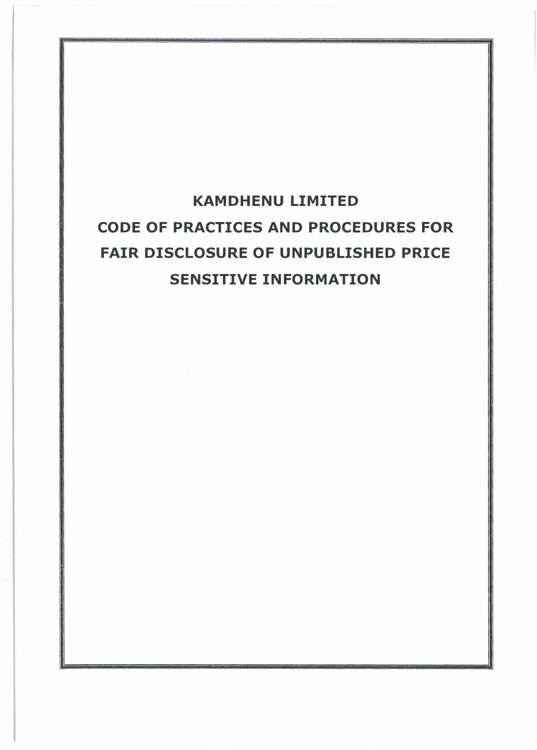# KAMDHENU LIMITED

# CODE OF PRACTICES AND PROCEDURES FOR FAIR DISCLOSURE OF UNPUBLISHED PRICE SENSITIVE INFORMATION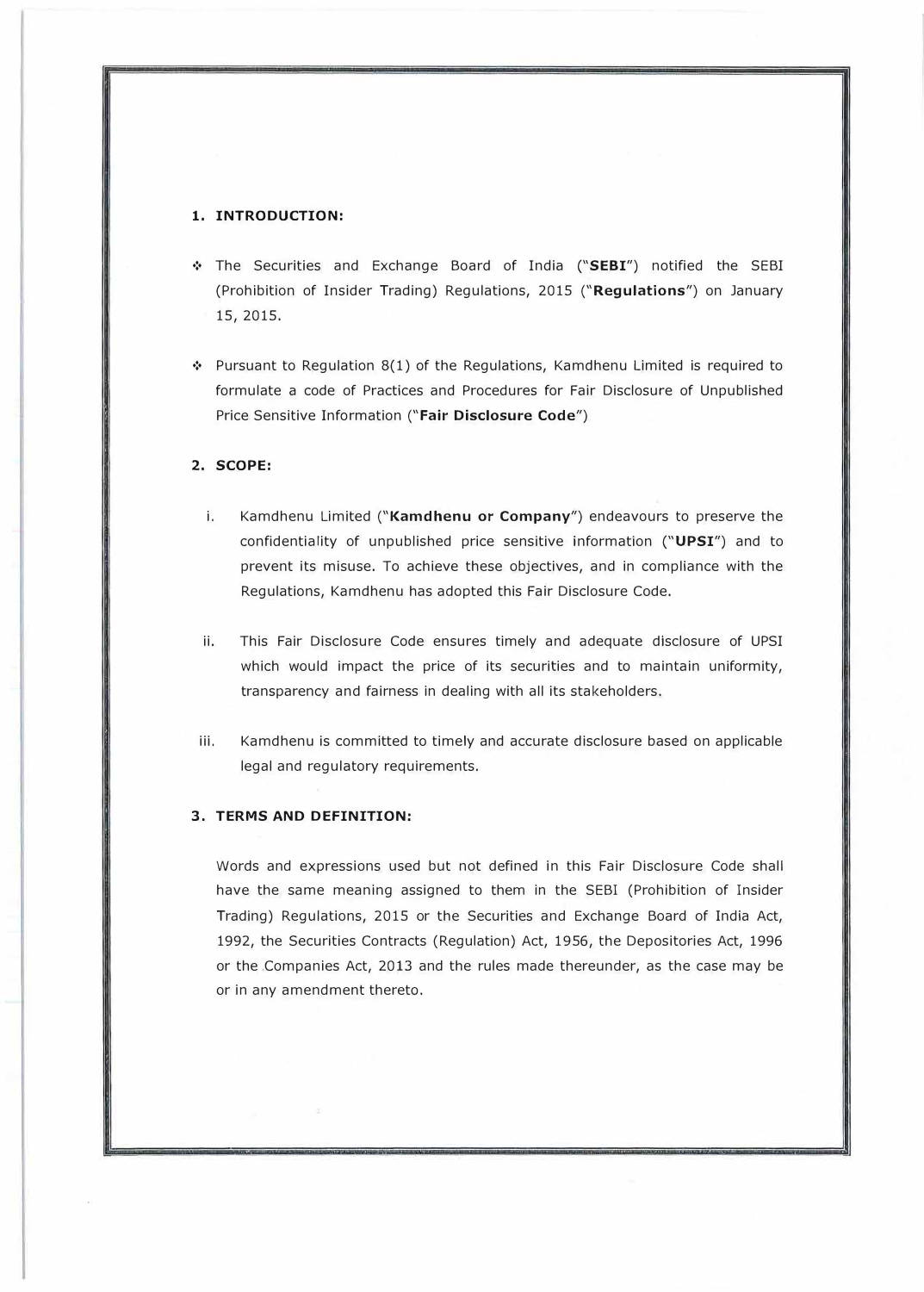## 1. INTRODUCTION:

- The Securities and Exchange Board of India ("**SEBI**") notified the SEBI (Prohibition of Insider Trading) Regulations, 2015 ("**Regulations**") on January 15, 2015.

- Pursuant to Regulation 8(1) of the Regulations, Kamdhenu Limited is required to formulate a code of Practices and Procedures for Fair Disclosure of Unpublished Price Sensitive Information ("**Fair Disclosure Code**")

## 2. SCOPE:

i. Kamdhenu Limited ("**Kamdhenu or Company**") endeavours to preserve the confidentiality of unpublished price sensitive information ("**UPSI**") and to prevent its misuse. To achieve these objectives, and in compliance with the Regulations, Kamdhenu has adopted this Fair Disclosure Code.

ii. This Fair Disclosure Code ensures timely and adequate disclosure of UPSI which would impact the price of its securities and to maintain uniformity, transparency and fairness in dealing with all its stakeholders.

iii. Kamdhenu is committed to timely and accurate disclosure based on applicable legal and regulatory requirements.

## 3. TERMS AND DEFINITION:

Words and expressions used but not defined in this Fair Disclosure Code shall have the same meaning assigned to them in the SEBI (Prohibition of Insider Trading) Regulations, 2015 or the Securities and Exchange Board of India Act, 1992, the Securities Contracts (Regulation) Act, 1956, the Depositories Act, 1996 or the Companies Act, 2013 and the rules made thereunder, as the case may be or in any amendment thereto.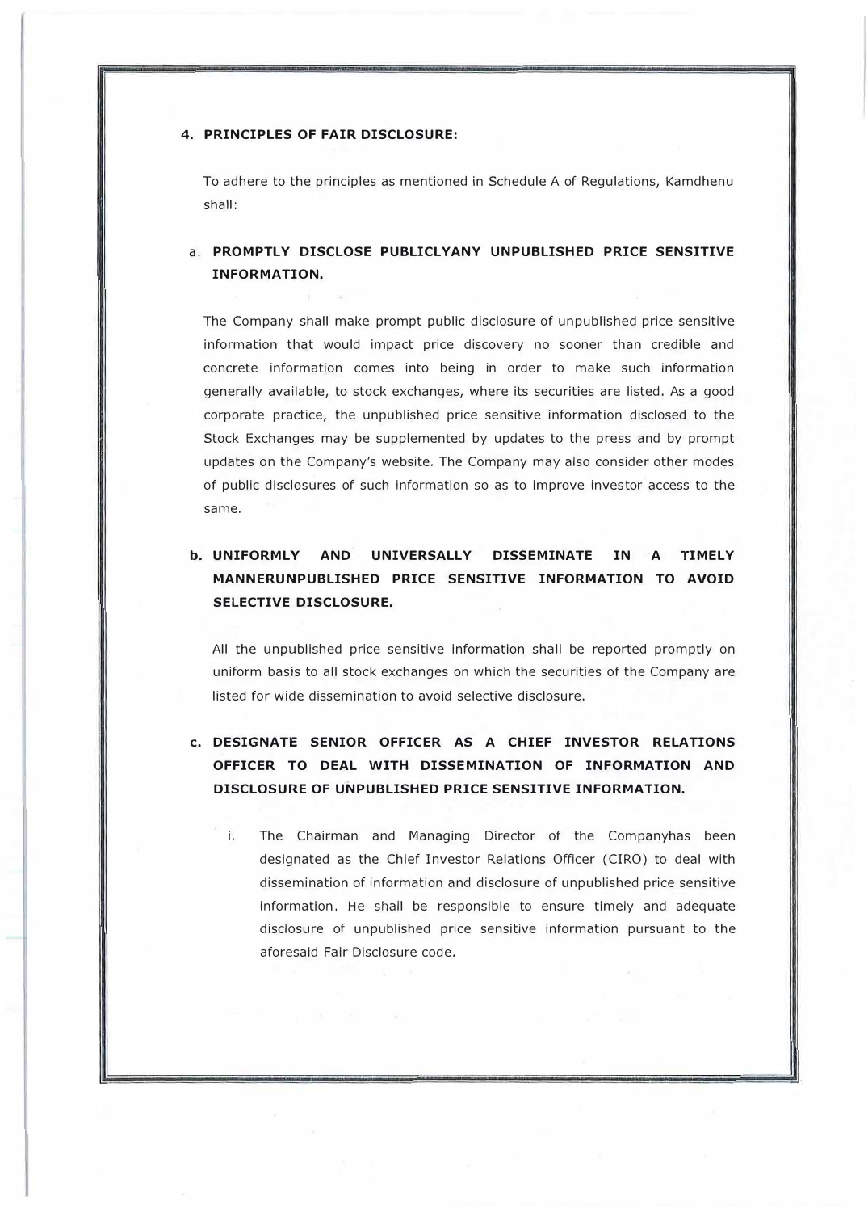## 4. PRINCIPLES OF FAIR DISCLOSURE:

To adhere to the principles as mentioned in Schedule A of Regulations, Kamdhenu shall:

### a. PROMPTLY DISCLOSE PUBLICLYANY UNPUBLISHED PRICE SENSITIVE INFORMATION.

The Company shall make prompt public disclosure of unpublished price sensitive information that would impact price discovery no sooner than credible and concrete information comes into being in order to make such information generally available, to stock exchanges, where its securities are listed. As a good corporate practice, the unpublished price sensitive information disclosed to the Stock Exchanges may be supplemented by updates to the press and by prompt updates on the Company's website. The Company may also consider other modes of public disclosures of such information so as to improve investor access to the same.

### b. UNIFORMLY AND UNIVERSALLY DISSEMINATE IN A TIMELY MANNERUNPUBLISHED PRICE SENSITIVE INFORMATION TO AVOID SELECTIVE DISCLOSURE.

All the unpublished price sensitive information shall be reported promptly on uniform basis to all stock exchanges on which the securities of the Company are listed for wide dissemination to avoid selective disclosure.

### c. DESIGNATE SENIOR OFFICER AS A CHIEF INVESTOR RELATIONS OFFICER TO DEAL WITH DISSEMINATION OF INFORMATION AND DISCLOSURE OF UNPUBLISHED PRICE SENSITIVE INFORMATION.

i. The Chairman and Managing Director of the Companyhas been designated as the Chief Investor Relations Officer (CIRO) to deal with dissemination of information and disclosure of unpublished price sensitive information. He shall be responsible to ensure timely and adequate disclosure of unpublished price sensitive information pursuant to the aforesaid Fair Disclosure code.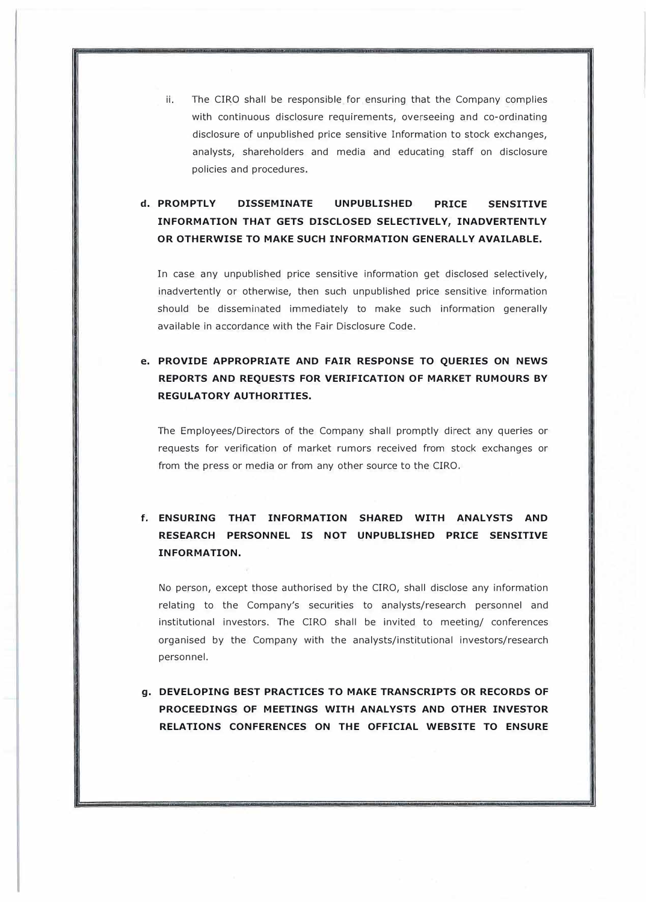ii. The CIRO shall be responsible for ensuring that the Company complies with continuous disclosure requirements, overseeing and co-ordinating disclosure of unpublished price sensitive Information to stock exchanges, analysts, shareholders and media and educating staff on disclosure policies and procedures.

**d. PROMPTLY DISSEMINATE UNPUBLISHED PRICE SENSITIVE INFORMATION THAT GETS DISCLOSED SELECTIVELY, INADVERTENTLY OR OTHERWISE TO MAKE SUCH INFORMATION GENERALLY AVAILABLE.**

In case any unpublished price sensitive information get disclosed selectively, inadvertently or otherwise, then such unpublished price sensitive information should be disseminated immediately to make such information generally available in accordance with the Fair Disclosure Code.

**e. PROVIDE APPROPRIATE AND FAIR RESPONSE TO QUERIES ON NEWS REPORTS AND REQUESTS FOR VERIFICATION OF MARKET RUMOURS BY REGULATORY AUTHORITIES.**

The Employees/Directors of the Company shall promptly direct any queries or requests for verification of market rumors received from stock exchanges or from the press or media or from any other source to the CIRO.

**f. ENSURING THAT INFORMATION SHARED WITH ANALYSTS AND RESEARCH PERSONNEL IS NOT UNPUBLISHED PRICE SENSITIVE INFORMATION.**

No person, except those authorised by the CIRO, shall disclose any information relating to the Company's securities to analysts/research personnel and institutional investors. The CIRO shall be invited to meeting/ conferences organised by the Company with the analysts/institutional investors/research personnel.

**g. DEVELOPING BEST PRACTICES TO MAKE TRANSCRIPTS OR RECORDS OF PROCEEDINGS OF MEETINGS WITH ANALYSTS AND OTHER INVESTOR RELATIONS CONFERENCES ON THE OFFICIAL WEBSITE TO ENSURE**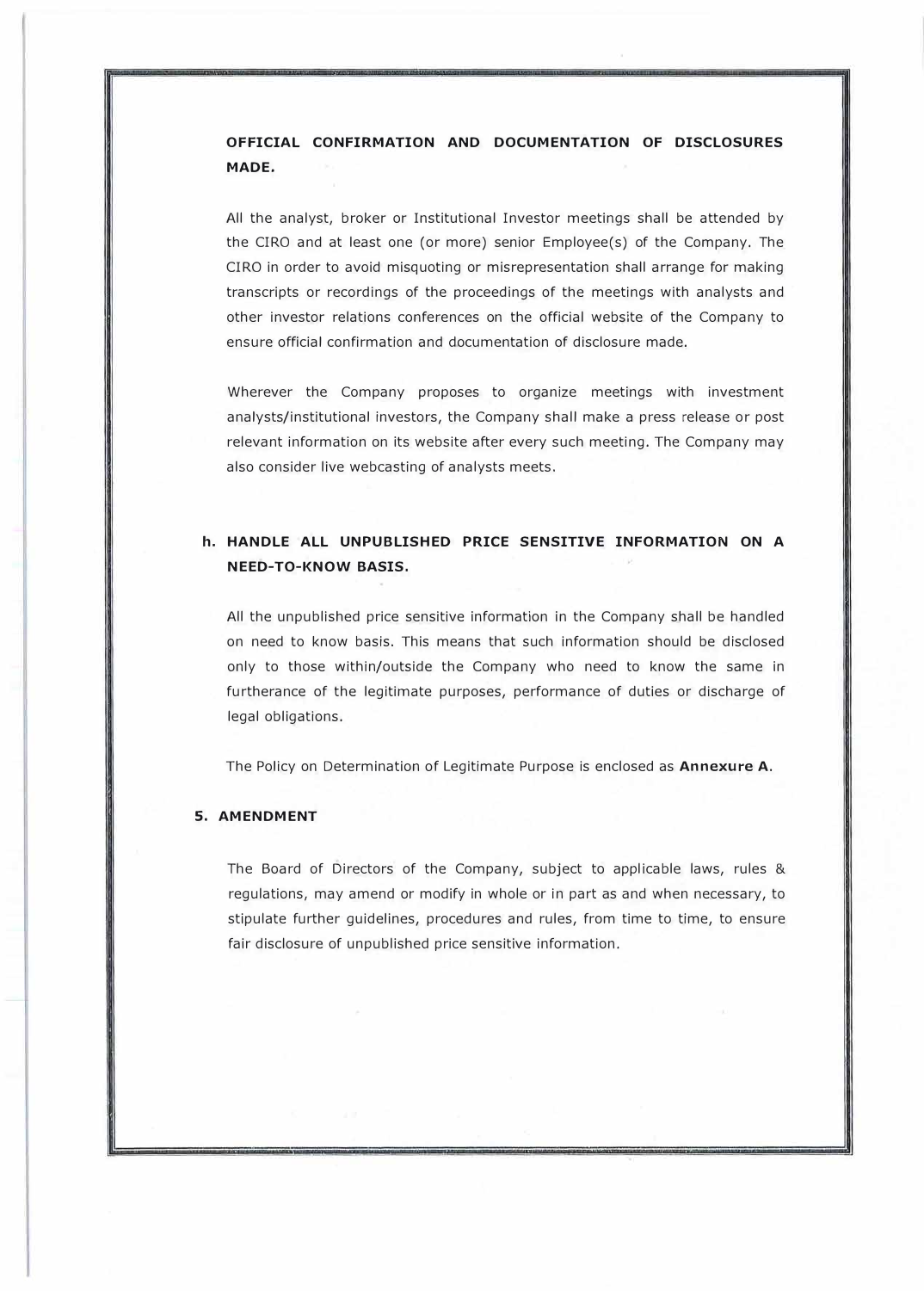**OFFICIAL CONFIRMATION AND DOCUMENTATION OF DISCLOSURES MADE.**

All the analyst, broker or Institutional Investor meetings shall be attended by the CIRO and at least one (or more) senior Employee(s) of the Company. The CIRO in order to avoid misquoting or misrepresentation shall arrange for making transcripts or recordings of the proceedings of the meetings with analysts and other investor relations conferences on the official website of the Company to ensure official confirmation and documentation of disclosure made.

Wherever the Company proposes to organize meetings with investment analysts/institutional investors, the Company shall make a press release or post relevant information on its website after every such meeting. The Company may also consider live webcasting of analysts meets.

**h. HANDLE ALL UNPUBLISHED PRICE SENSITIVE INFORMATION ON A NEED-TO-KNOW BASIS.**

All the unpublished price sensitive information in the Company shall be handled on need to know basis. This means that such information should be disclosed only to those within/outside the Company who need to know the same in furtherance of the legitimate purposes, performance of duties or discharge of legal obligations.

The Policy on Determination of Legitimate Purpose is enclosed as **Annexure A**.

## 5. AMENDMENT

The Board of Directors of the Company, subject to applicable laws, rules & regulations, may amend or modify in whole or in part as and when necessary, to stipulate further guidelines, procedures and rules, from time to time, to ensure fair disclosure of unpublished price sensitive information.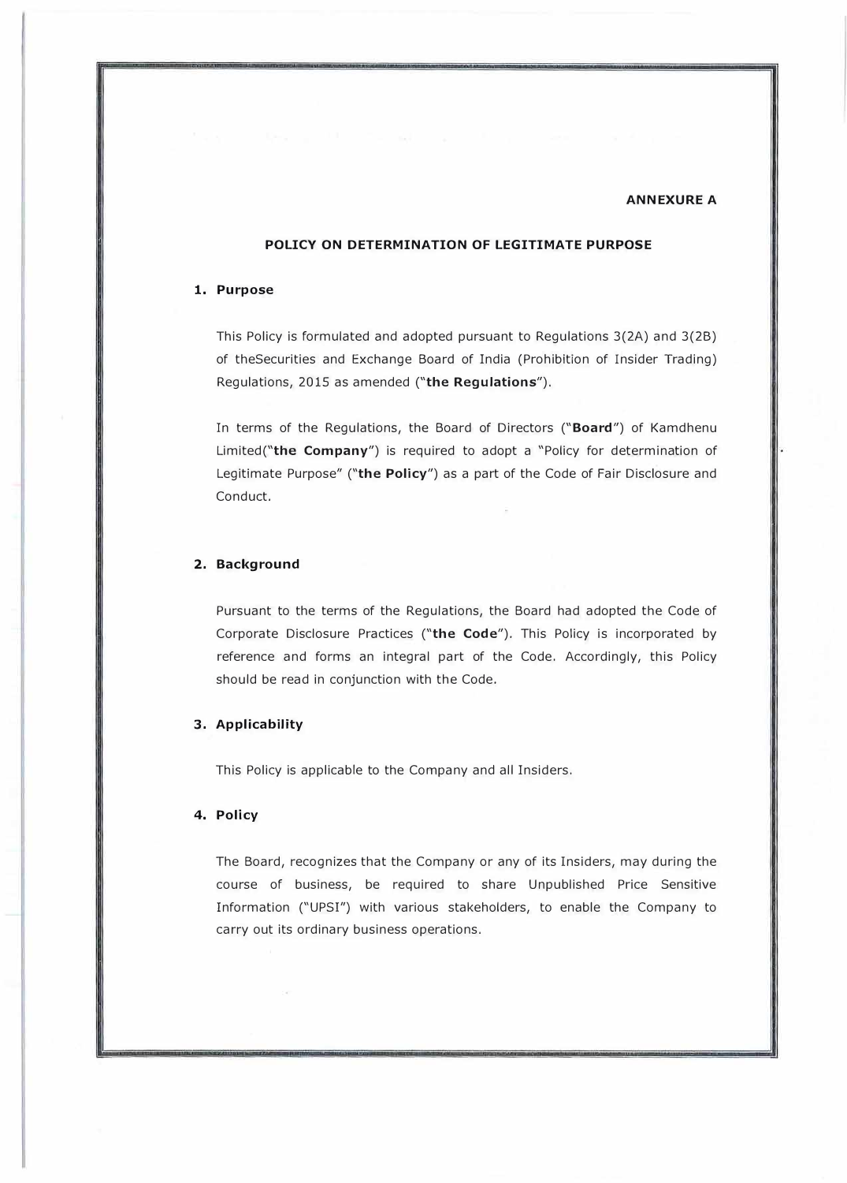**ANNEXURE A**

## POLICY ON DETERMINATION OF LEGITIMATE PURPOSE

### 1. Purpose

This Policy is formulated and adopted pursuant to Regulations 3(2A) and 3(2B) of theSecurities and Exchange Board of India (Prohibition of Insider Trading) Regulations, 2015 as amended ("**the Regulations**").

In terms of the Regulations, the Board of Directors ("**Board**") of Kamdhenu Limited("**the Company**") is required to adopt a "Policy for determination of Legitimate Purpose" ("**the Policy**") as a part of the Code of Fair Disclosure and Conduct.

### 2. Background

Pursuant to the terms of the Regulations, the Board had adopted the Code of Corporate Disclosure Practices ("**the Code**"). This Policy is incorporated by reference and forms an integral part of the Code. Accordingly, this Policy should be read in conjunction with the Code.

### 3. Applicability

This Policy is applicable to the Company and all Insiders.

### 4. Policy

The Board, recognizes that the Company or any of its Insiders, may during the course of business, be required to share Unpublished Price Sensitive Information ("UPSI") with various stakeholders, to enable the Company to carry out its ordinary business operations.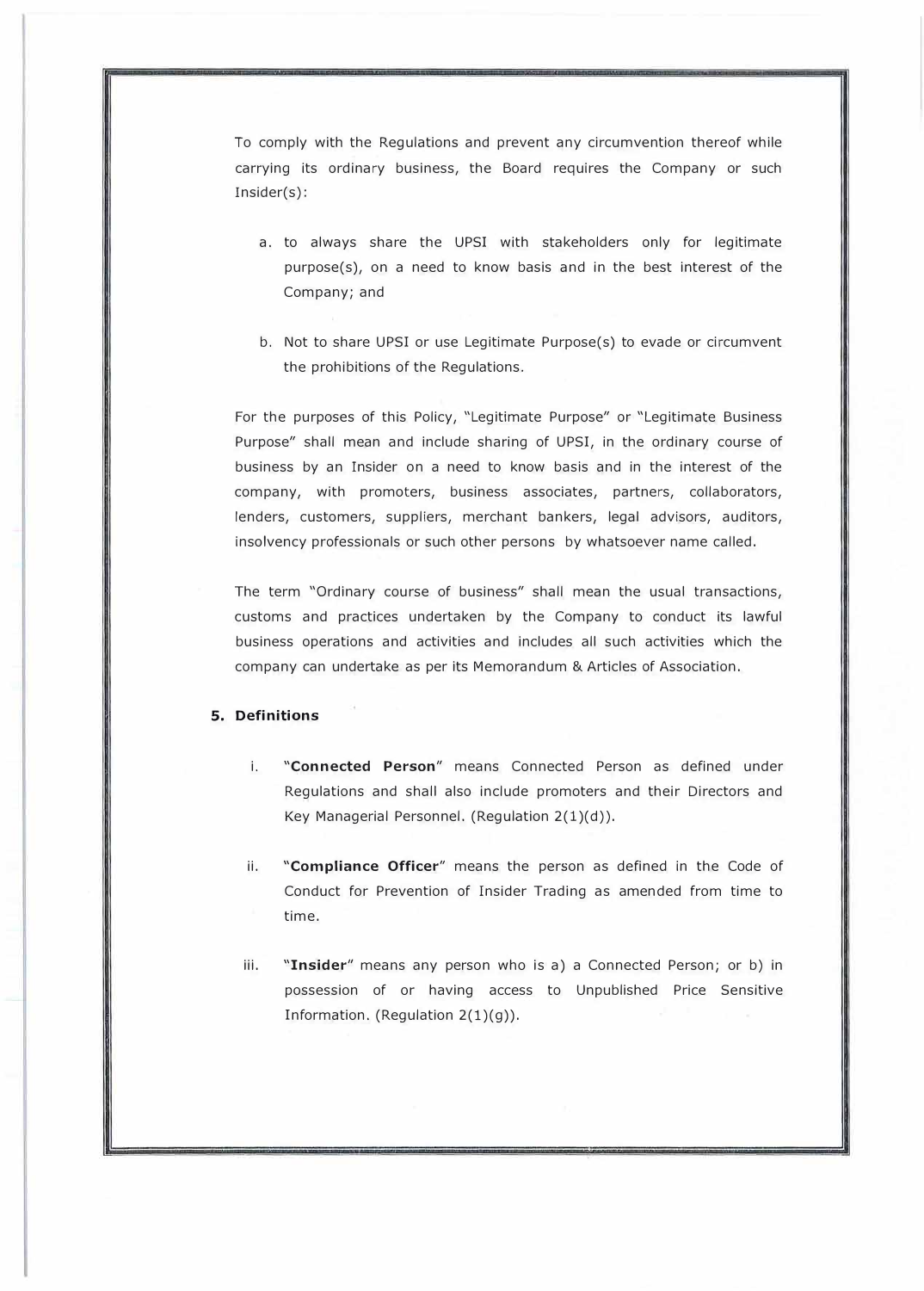To comply with the Regulations and prevent any circumvention thereof while carrying its ordinary business, the Board requires the Company or such Insider(s):

a. to always share the UPSI with stakeholders only for legitimate purpose(s), on a need to know basis and in the best interest of the Company; and

b. Not to share UPSI or use Legitimate Purpose(s) to evade or circumvent the prohibitions of the Regulations.

For the purposes of this Policy, "Legitimate Purpose" or "Legitimate Business Purpose" shall mean and include sharing of UPSI, in the ordinary course of business by an Insider on a need to know basis and in the interest of the company, with promoters, business associates, partners, collaborators, lenders, customers, suppliers, merchant bankers, legal advisors, auditors, insolvency professionals or such other persons by whatsoever name called.

The term "Ordinary course of business" shall mean the usual transactions, customs and practices undertaken by the Company to conduct its lawful business operations and activities and includes all such activities which the company can undertake as per its Memorandum & Articles of Association.

## 5. Definitions

i. "**Connected Person**" means Connected Person as defined under Regulations and shall also include promoters and their Directors and Key Managerial Personnel. (Regulation 2(1)(d)).

ii. "**Compliance Officer**" means the person as defined in the Code of Conduct for Prevention of Insider Trading as amended from time to time.

iii. "**Insider**" means any person who is a) a Connected Person; or b) in possession of or having access to Unpublished Price Sensitive Information. (Regulation 2(1)(g)).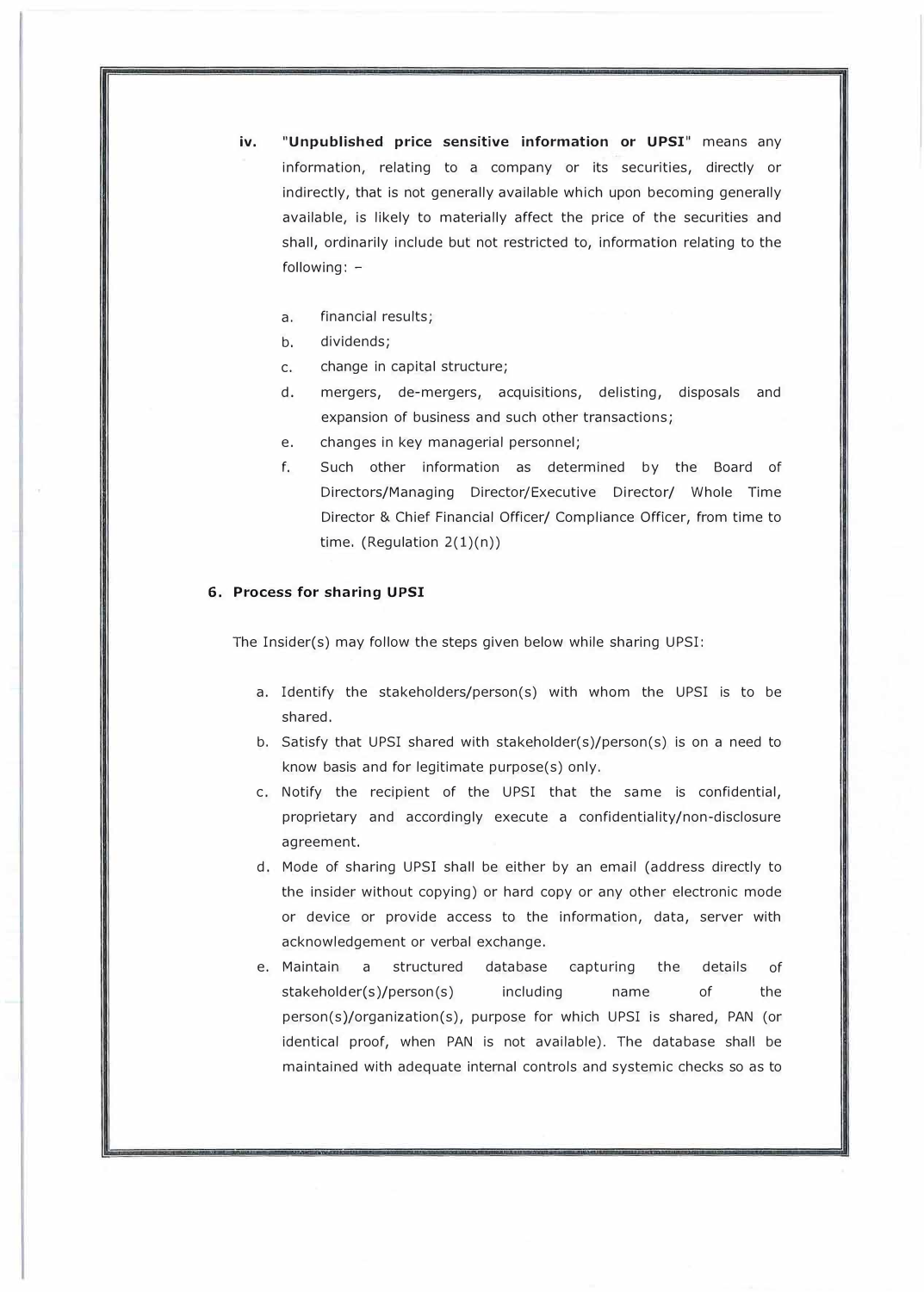iv. "**Unpublished price sensitive information or UPSI**" means any information, relating to a company or its securities, directly or indirectly, that is not generally available which upon becoming generally available, is likely to materially affect the price of the securities and shall, ordinarily include but not restricted to, information relating to the following: -

a. financial results;
b. dividends;
c. change in capital structure;
d. mergers, de-mergers, acquisitions, delisting, disposals and expansion of business and such other transactions;
e. changes in key managerial personnel;
f. Such other information as determined by the Board of Directors/Managing Director/Executive Director/ Whole Time Director & Chief Financial Officer/ Compliance Officer, from time to time. (Regulation 2(1)(n))

**6. Process for sharing UPSI**

The Insider(s) may follow the steps given below while sharing UPSI:

a. Identify the stakeholders/person(s) with whom the UPSI is to be shared.
b. Satisfy that UPSI shared with stakeholder(s)/person(s) is on a need to know basis and for legitimate purpose(s) only.
c. Notify the recipient of the UPSI that the same is confidential, proprietary and accordingly execute a confidentiality/non-disclosure agreement.
d. Mode of sharing UPSI shall be either by an email (address directly to the insider without copying) or hard copy or any other electronic mode or device or provide access to the information, data, server with acknowledgement or verbal exchange.
e. Maintain a structured database capturing the details of stakeholder(s)/person(s) including name of the person(s)/organization(s), purpose for which UPSI is shared, PAN (or identical proof, when PAN is not available). The database shall be maintained with adequate internal controls and systemic checks so as to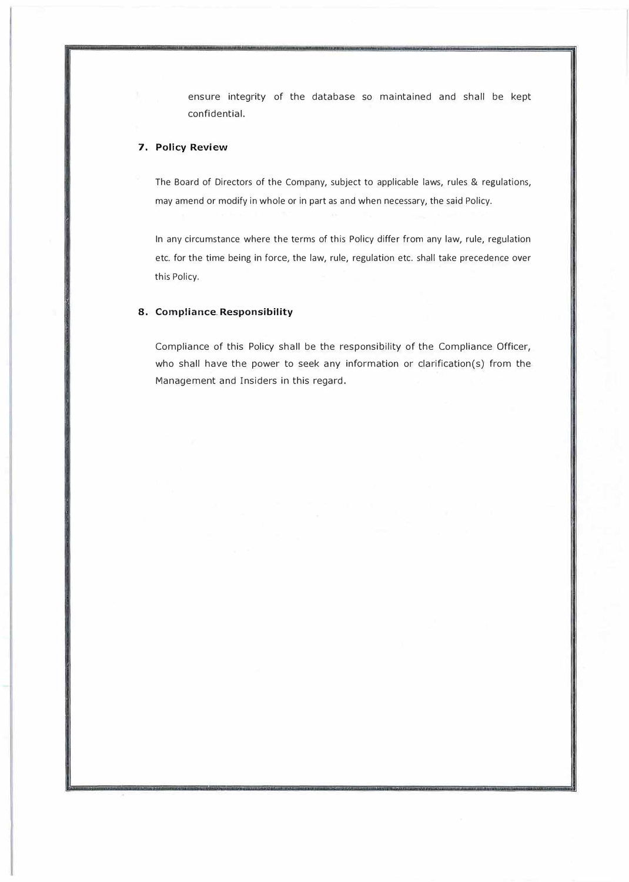ensure integrity of the database so maintained and shall be kept confidential.

## 7. Policy Review

The Board of Directors of the Company, subject to applicable laws, rules & regulations, may amend or modify in whole or in part as and when necessary, the said Policy.

In any circumstance where the terms of this Policy differ from any law, rule, regulation etc. for the time being in force, the law, rule, regulation etc. shall take precedence over this Policy.

## 8. Compliance Responsibility

Compliance of this Policy shall be the responsibility of the Compliance Officer, who shall have the power to seek any information or clarification(s) from the Management and Insiders in this regard.